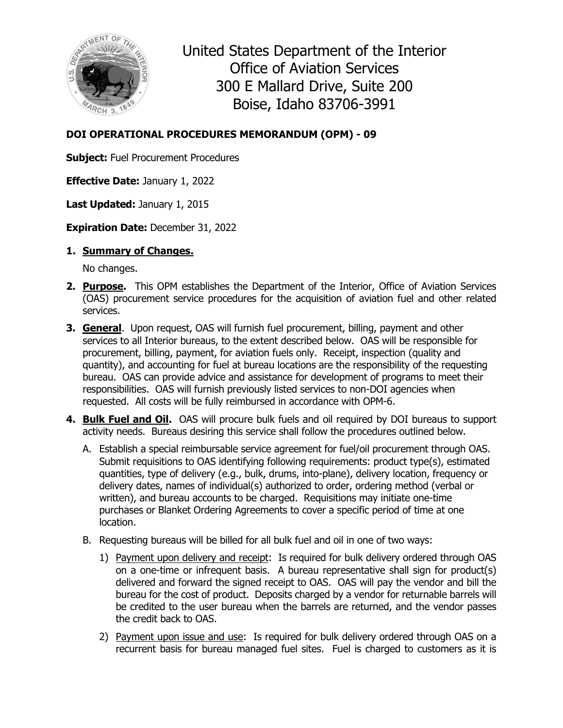United States Department of the Interior
Office of Aviation Services
300 E Mallard Drive, Suite 200
Boise, Idaho 83706-3991

**DOI OPERATIONAL PROCEDURES MEMORANDUM (OPM) - 09**

**Subject:** Fuel Procurement Procedures

**Effective Date:** January 1, 2022

**Last Updated:** January 1, 2015

**Expiration Date:** December 31, 2022

1. **Summary of Changes.**

   No changes.

2. **Purpose.** This OPM establishes the Department of the Interior, Office of Aviation Services (OAS) procurement service procedures for the acquisition of aviation fuel and other related services.

3. **General**. Upon request, OAS will furnish fuel procurement, billing, payment and other services to all Interior bureaus, to the extent described below. OAS will be responsible for procurement, billing, payment, for aviation fuels only. Receipt, inspection (quality and quantity), and accounting for fuel at bureau locations are the responsibility of the requesting bureau. OAS can provide advice and assistance for development of programs to meet their responsibilities. OAS will furnish previously listed services to non-DOI agencies when requested. All costs will be fully reimbursed in accordance with OPM-6.

4. **Bulk Fuel and Oil.** OAS will procure bulk fuels and oil required by DOI bureaus to support activity needs. Bureaus desiring this service shall follow the procedures outlined below.

   A. Establish a special reimbursable service agreement for fuel/oil procurement through OAS. Submit requisitions to OAS identifying following requirements: product type(s), estimated quantities, type of delivery (e.g., bulk, drums, into-plane), delivery location, frequency or delivery dates, names of individual(s) authorized to order, ordering method (verbal or written), and bureau accounts to be charged. Requisitions may initiate one-time purchases or Blanket Ordering Agreements to cover a specific period of time at one location.

   B. Requesting bureaus will be billed for all bulk fuel and oil in one of two ways:

      1) Payment upon delivery and receipt: Is required for bulk delivery ordered through OAS on a one-time or infrequent basis. A bureau representative shall sign for product(s) delivered and forward the signed receipt to OAS. OAS will pay the vendor and bill the bureau for the cost of product. Deposits charged by a vendor for returnable barrels will be credited to the user bureau when the barrels are returned, and the vendor passes the credit back to OAS.

      2) Payment upon issue and use: Is required for bulk delivery ordered through OAS on a recurrent basis for bureau managed fuel sites. Fuel is charged to customers as it is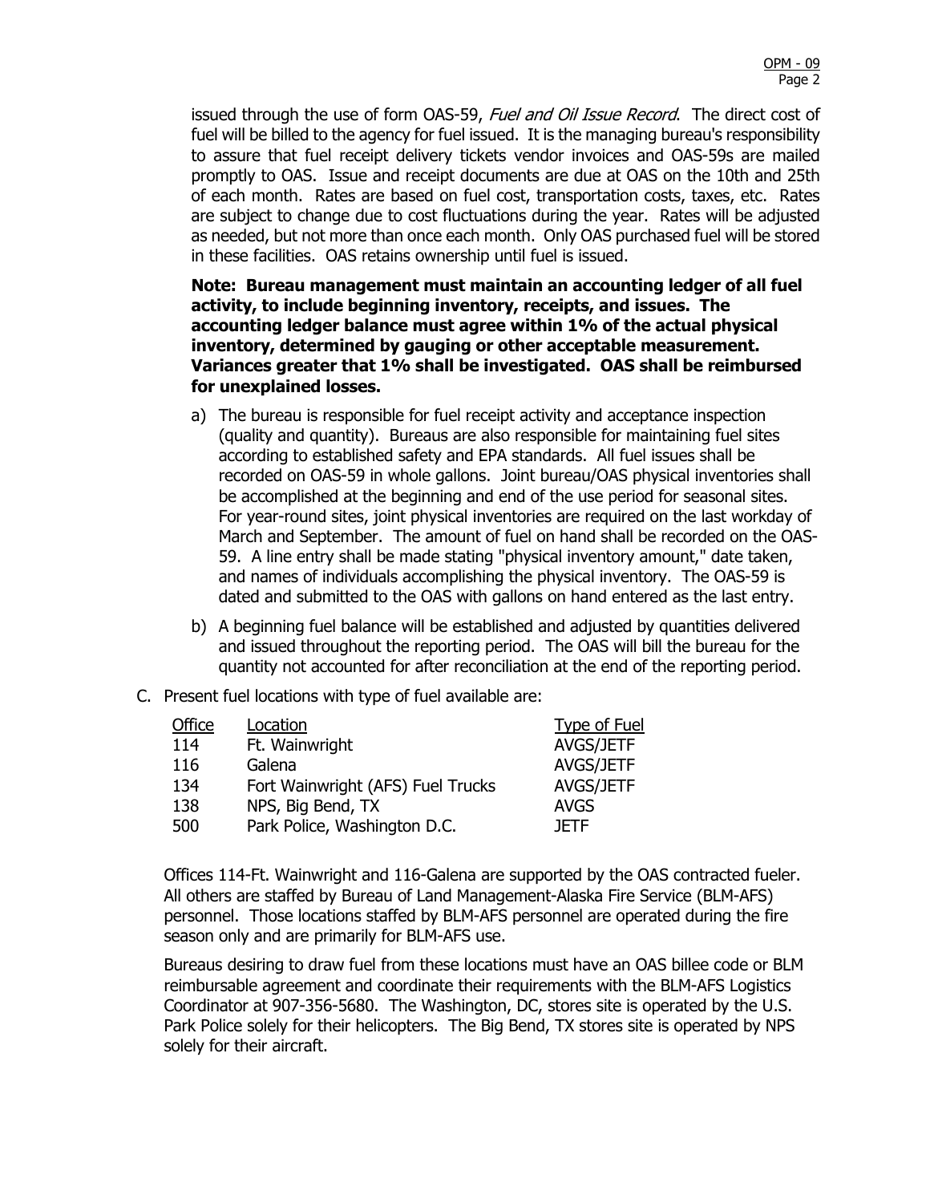issued through the use of form OAS-59, *Fuel and Oil Issue Record*. The direct cost of fuel will be billed to the agency for fuel issued. It is the managing bureau's responsibility to assure that fuel receipt delivery tickets vendor invoices and OAS-59s are mailed promptly to OAS. Issue and receipt documents are due at OAS on the 10th and 25th of each month. Rates are based on fuel cost, transportation costs, taxes, etc. Rates are subject to change due to cost fluctuations during the year. Rates will be adjusted as needed, but not more than once each month. Only OAS purchased fuel will be stored in these facilities. OAS retains ownership until fuel is issued.

**Note: Bureau management must maintain an accounting ledger of all fuel activity, to include beginning inventory, receipts, and issues. The accounting ledger balance must agree within 1% of the actual physical inventory, determined by gauging or other acceptable measurement. Variances greater that 1% shall be investigated. OAS shall be reimbursed for unexplained losses.**

a) The bureau is responsible for fuel receipt activity and acceptance inspection (quality and quantity). Bureaus are also responsible for maintaining fuel sites according to established safety and EPA standards. All fuel issues shall be recorded on OAS-59 in whole gallons. Joint bureau/OAS physical inventories shall be accomplished at the beginning and end of the use period for seasonal sites. For year-round sites, joint physical inventories are required on the last workday of March and September. The amount of fuel on hand shall be recorded on the OAS-59. A line entry shall be made stating "physical inventory amount," date taken, and names of individuals accomplishing the physical inventory. The OAS-59 is dated and submitted to the OAS with gallons on hand entered as the last entry.

b) A beginning fuel balance will be established and adjusted by quantities delivered and issued throughout the reporting period. The OAS will bill the bureau for the quantity not accounted for after reconciliation at the end of the reporting period.

C. Present fuel locations with type of fuel available are:

| Office | Location | Type of Fuel |
|---|---|---|
| 114 | Ft. Wainwright | AVGS/JETF |
| 116 | Galena | AVGS/JETF |
| 134 | Fort Wainwright (AFS) Fuel Trucks | AVGS/JETF |
| 138 | NPS, Big Bend, TX | AVGS |
| 500 | Park Police, Washington D.C. | JETF |

Offices 114-Ft. Wainwright and 116-Galena are supported by the OAS contracted fueler. All others are staffed by Bureau of Land Management-Alaska Fire Service (BLM-AFS) personnel. Those locations staffed by BLM-AFS personnel are operated during the fire season only and are primarily for BLM-AFS use.

Bureaus desiring to draw fuel from these locations must have an OAS billee code or BLM reimbursable agreement and coordinate their requirements with the BLM-AFS Logistics Coordinator at 907-356-5680. The Washington, DC, stores site is operated by the U.S. Park Police solely for their helicopters. The Big Bend, TX stores site is operated by NPS solely for their aircraft.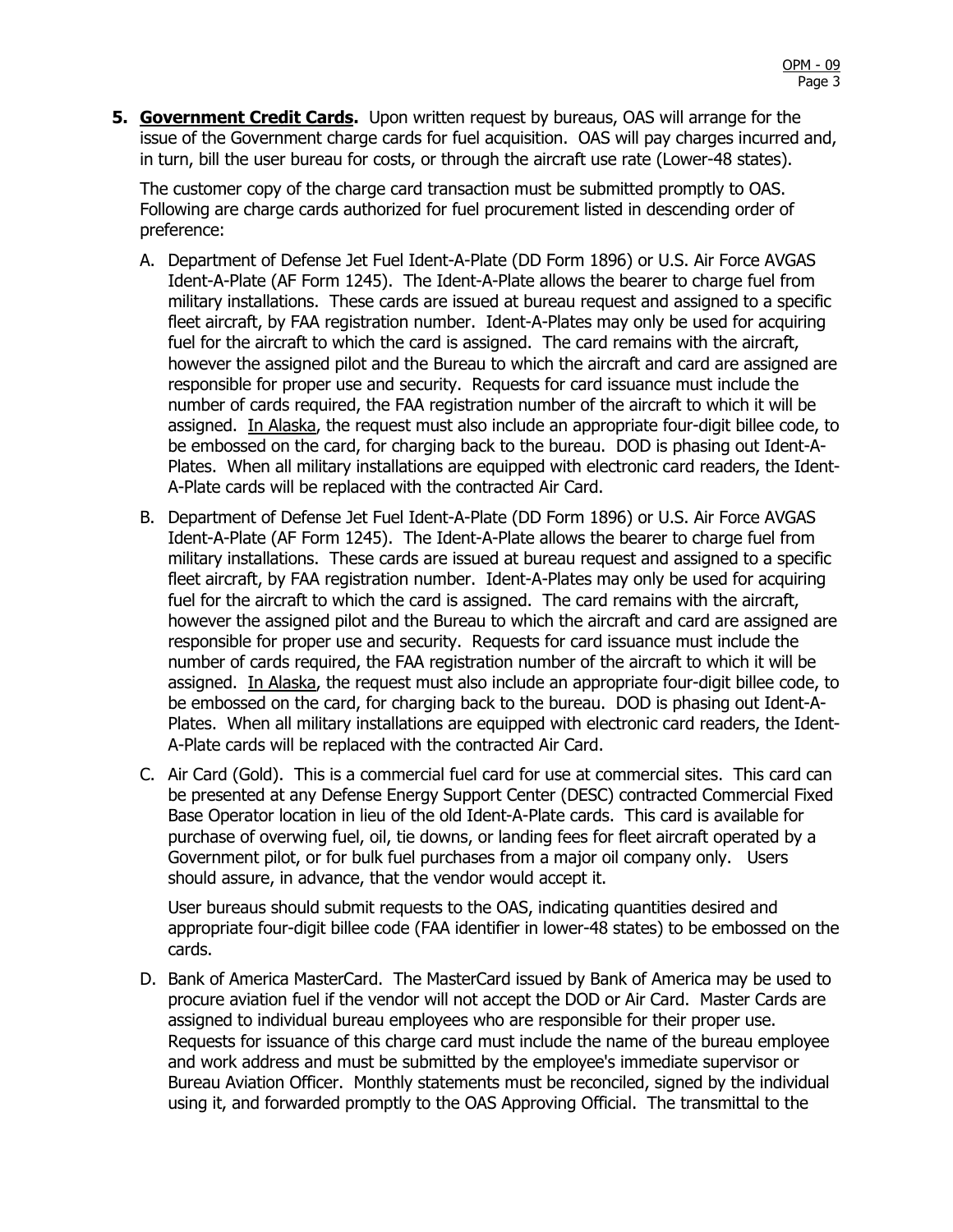**5. Government Credit Cards.** Upon written request by bureaus, OAS will arrange for the issue of the Government charge cards for fuel acquisition. OAS will pay charges incurred and, in turn, bill the user bureau for costs, or through the aircraft use rate (Lower-48 states).

The customer copy of the charge card transaction must be submitted promptly to OAS. Following are charge cards authorized for fuel procurement listed in descending order of preference:

A. Department of Defense Jet Fuel Ident-A-Plate (DD Form 1896) or U.S. Air Force AVGAS Ident-A-Plate (AF Form 1245). The Ident-A-Plate allows the bearer to charge fuel from military installations. These cards are issued at bureau request and assigned to a specific fleet aircraft, by FAA registration number. Ident-A-Plates may only be used for acquiring fuel for the aircraft to which the card is assigned. The card remains with the aircraft, however the assigned pilot and the Bureau to which the aircraft and card are assigned are responsible for proper use and security. Requests for card issuance must include the number of cards required, the FAA registration number of the aircraft to which it will be assigned. In Alaska, the request must also include an appropriate four-digit billee code, to be embossed on the card, for charging back to the bureau. DOD is phasing out Ident-A-Plates. When all military installations are equipped with electronic card readers, the Ident-A-Plate cards will be replaced with the contracted Air Card.

B. Department of Defense Jet Fuel Ident-A-Plate (DD Form 1896) or U.S. Air Force AVGAS Ident-A-Plate (AF Form 1245). The Ident-A-Plate allows the bearer to charge fuel from military installations. These cards are issued at bureau request and assigned to a specific fleet aircraft, by FAA registration number. Ident-A-Plates may only be used for acquiring fuel for the aircraft to which the card is assigned. The card remains with the aircraft, however the assigned pilot and the Bureau to which the aircraft and card are assigned are responsible for proper use and security. Requests for card issuance must include the number of cards required, the FAA registration number of the aircraft to which it will be assigned. In Alaska, the request must also include an appropriate four-digit billee code, to be embossed on the card, for charging back to the bureau. DOD is phasing out Ident-A-Plates. When all military installations are equipped with electronic card readers, the Ident-A-Plate cards will be replaced with the contracted Air Card.

C. Air Card (Gold). This is a commercial fuel card for use at commercial sites. This card can be presented at any Defense Energy Support Center (DESC) contracted Commercial Fixed Base Operator location in lieu of the old Ident-A-Plate cards. This card is available for purchase of overwing fuel, oil, tie downs, or landing fees for fleet aircraft operated by a Government pilot, or for bulk fuel purchases from a major oil company only. Users should assure, in advance, that the vendor would accept it.

   User bureaus should submit requests to the OAS, indicating quantities desired and appropriate four-digit billee code (FAA identifier in lower-48 states) to be embossed on the cards.

D. Bank of America MasterCard. The MasterCard issued by Bank of America may be used to procure aviation fuel if the vendor will not accept the DOD or Air Card. Master Cards are assigned to individual bureau employees who are responsible for their proper use. Requests for issuance of this charge card must include the name of the bureau employee and work address and must be submitted by the employee's immediate supervisor or Bureau Aviation Officer. Monthly statements must be reconciled, signed by the individual using it, and forwarded promptly to the OAS Approving Official. The transmittal to the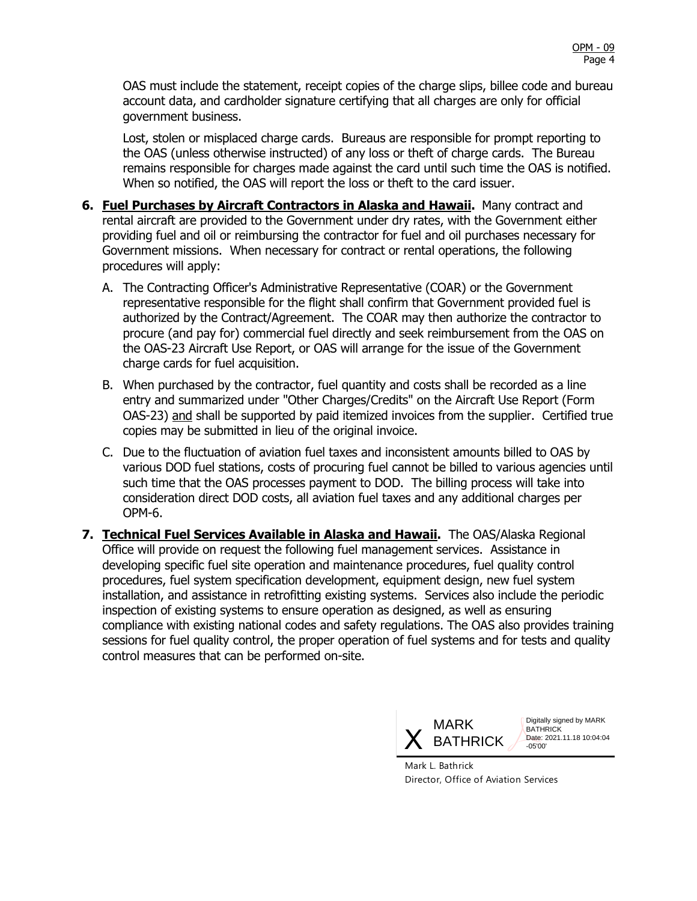OAS must include the statement, receipt copies of the charge slips, billee code and bureau account data, and cardholder signature certifying that all charges are only for official government business.

Lost, stolen or misplaced charge cards. Bureaus are responsible for prompt reporting to the OAS (unless otherwise instructed) of any loss or theft of charge cards. The Bureau remains responsible for charges made against the card until such time the OAS is notified. When so notified, the OAS will report the loss or theft to the card issuer.

6. **Fuel Purchases by Aircraft Contractors in Alaska and Hawaii.** Many contract and rental aircraft are provided to the Government under dry rates, with the Government either providing fuel and oil or reimbursing the contractor for fuel and oil purchases necessary for Government missions. When necessary for contract or rental operations, the following procedures will apply:

   A. The Contracting Officer's Administrative Representative (COAR) or the Government representative responsible for the flight shall confirm that Government provided fuel is authorized by the Contract/Agreement. The COAR may then authorize the contractor to procure (and pay for) commercial fuel directly and seek reimbursement from the OAS on the OAS-23 Aircraft Use Report, or OAS will arrange for the issue of the Government charge cards for fuel acquisition.

   B. When purchased by the contractor, fuel quantity and costs shall be recorded as a line entry and summarized under "Other Charges/Credits" on the Aircraft Use Report (Form OAS-23) and shall be supported by paid itemized invoices from the supplier. Certified true copies may be submitted in lieu of the original invoice.

   C. Due to the fluctuation of aviation fuel taxes and inconsistent amounts billed to OAS by various DOD fuel stations, costs of procuring fuel cannot be billed to various agencies until such time that the OAS processes payment to DOD. The billing process will take into consideration direct DOD costs, all aviation fuel taxes and any additional charges per OPM-6.

7. **Technical Fuel Services Available in Alaska and Hawaii.** The OAS/Alaska Regional Office will provide on request the following fuel management services. Assistance in developing specific fuel site operation and maintenance procedures, fuel quality control procedures, fuel system specification development, equipment design, new fuel system installation, and assistance in retrofitting existing systems. Services also include the periodic inspection of existing systems to ensure operation as designed, as well as ensuring compliance with existing national codes and safety regulations. The OAS also provides training sessions for fuel quality control, the proper operation of fuel systems and for tests and quality control measures that can be performed on-site.

X MARK BATHRICK

Digitally signed by MARK BATHRICK
Date: 2021.11.18 10:04:04 -05'00'

Mark L. Bathrick
Director, Office of Aviation Services